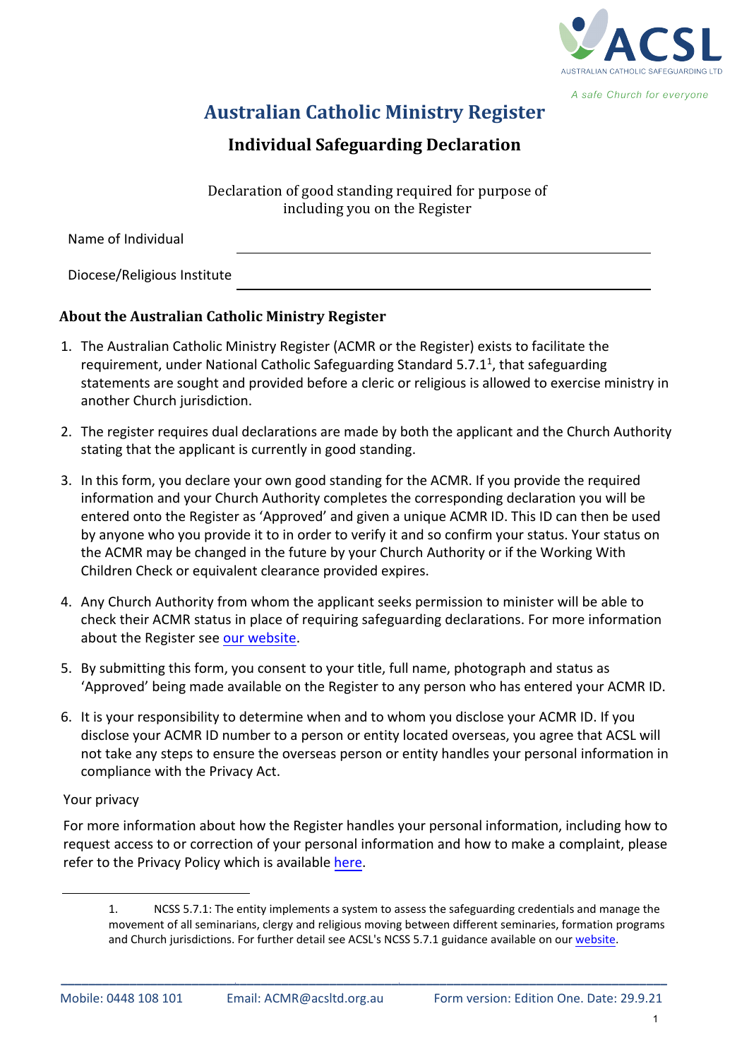# Australian Catholic Ministry Register

## Individual Safeguarding Declaration

Declaration of good standing required for purpose of including you on the Register

Name of Individual ______________________________

Diocese/Religious Institute ______________________________

### About the Australian Catholic Ministry Register

1. The Australian Catholic Ministry Register (ACMR or the Register) exists to facilitate the requirement, under National Catholic Safeguarding Standard 5.7.1[1], that safeguarding statements are sought and provided before a cleric or religious is allowed to exercise ministry in another Church jurisdiction.
2. The register requires dual declarations are made by both the applicant and the Church Authority stating that the applicant is currently in good standing.
3. In this form, you declare your own good standing for the ACMR. If you provide the required information and your Church Authority completes the corresponding declaration you will be entered onto the Register as 'Approved' and given a unique ACMR ID. This ID can then be used by anyone who you provide it to in order to verify it and so confirm your status. Your status on the ACMR may be changed in the future by your Church Authority or if the Working With Children Check or equivalent clearance provided expires.
4. Any Church Authority from whom the applicant seeks permission to minister will be able to check their ACMR status in place of requiring safeguarding declarations. For more information about the Register see our website.
5. By submitting this form, you consent to your title, full name, photograph and status as 'Approved' being made available on the Register to any person who has entered your ACMR ID.
6. It is your responsibility to determine when and to whom you disclose your ACMR ID. If you disclose your ACMR ID number to a person or entity located overseas, you agree that ACSL will not take any steps to ensure the overseas person or entity handles your personal information in compliance with the Privacy Act.

Your privacy

For more information about how the Register handles your personal information, including how to request access to or correction of your personal information and how to make a complaint, please refer to the Privacy Policy which is available here.

---

1. NCSS 5.7.1: The entity implements a system to assess the safeguarding credentials and manage the movement of all seminarians, clergy and religious moving between different seminaries, formation programs and Church jurisdictions. For further detail see ACSL's NCSS 5.7.1 guidance available on our website.

Mobile: 0448 108 101 Email: ACMR@acsltd.org.au Form version: Edition One. Date: 29.9.21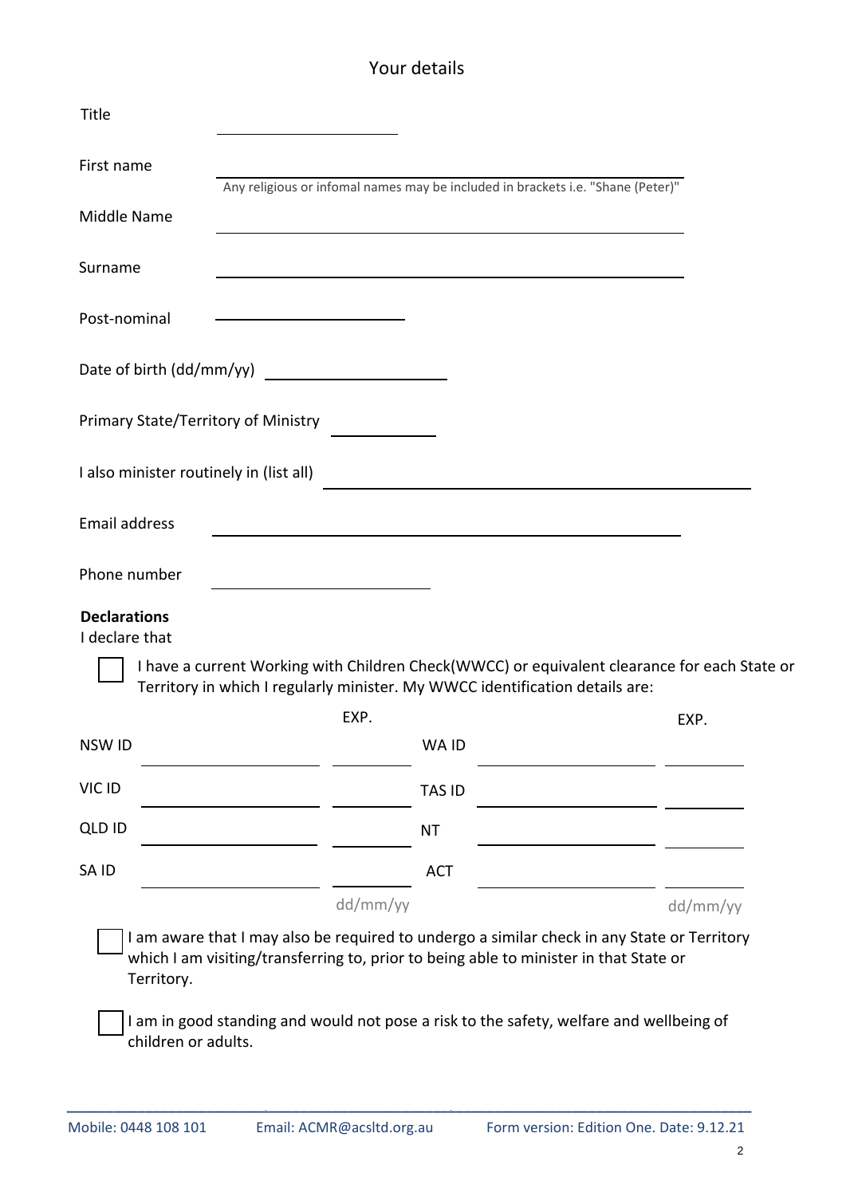## Your details

Title ____________________

First name ____________________________________________

Any religious or infomal names may be included in brackets i.e. "Shane (Peter)"

Middle Name ____________________________________________

Surname ____________________________________________

Post-nominal ____________________

Date of birth (dd/mm/yy) ____________________

Primary State/Territory of Ministry ____________

I also minister routinely in (list all) ____________________________________________

Email address ____________________________________________

Phone number ____________________

**Declarations**

I declare that

☐ I have a current Working with Children Check(WWCC) or equivalent clearance for each State or Territory in which I regularly minister. My WWCC identification details are:

| | | EXP. | | | EXP. |
|---|---|---|---|---|---|
| NSW ID | | | WA ID | | |
| VIC ID | | | TAS ID | | |
| QLD ID | | | NT | | |
| SA ID | | | ACT | | |
| | | dd/mm/yy | | | dd/mm/yy |

☐ I am aware that I may also be required to undergo a similar check in any State or Territory which I am visiting/transferring to, prior to being able to minister in that State or Territory.

☐ I am in good standing and would not pose a risk to the safety, welfare and wellbeing of children or adults.

Mobile: 0448 108 101 Email: ACMR@acsltd.org.au Form version: Edition One. Date: 9.12.21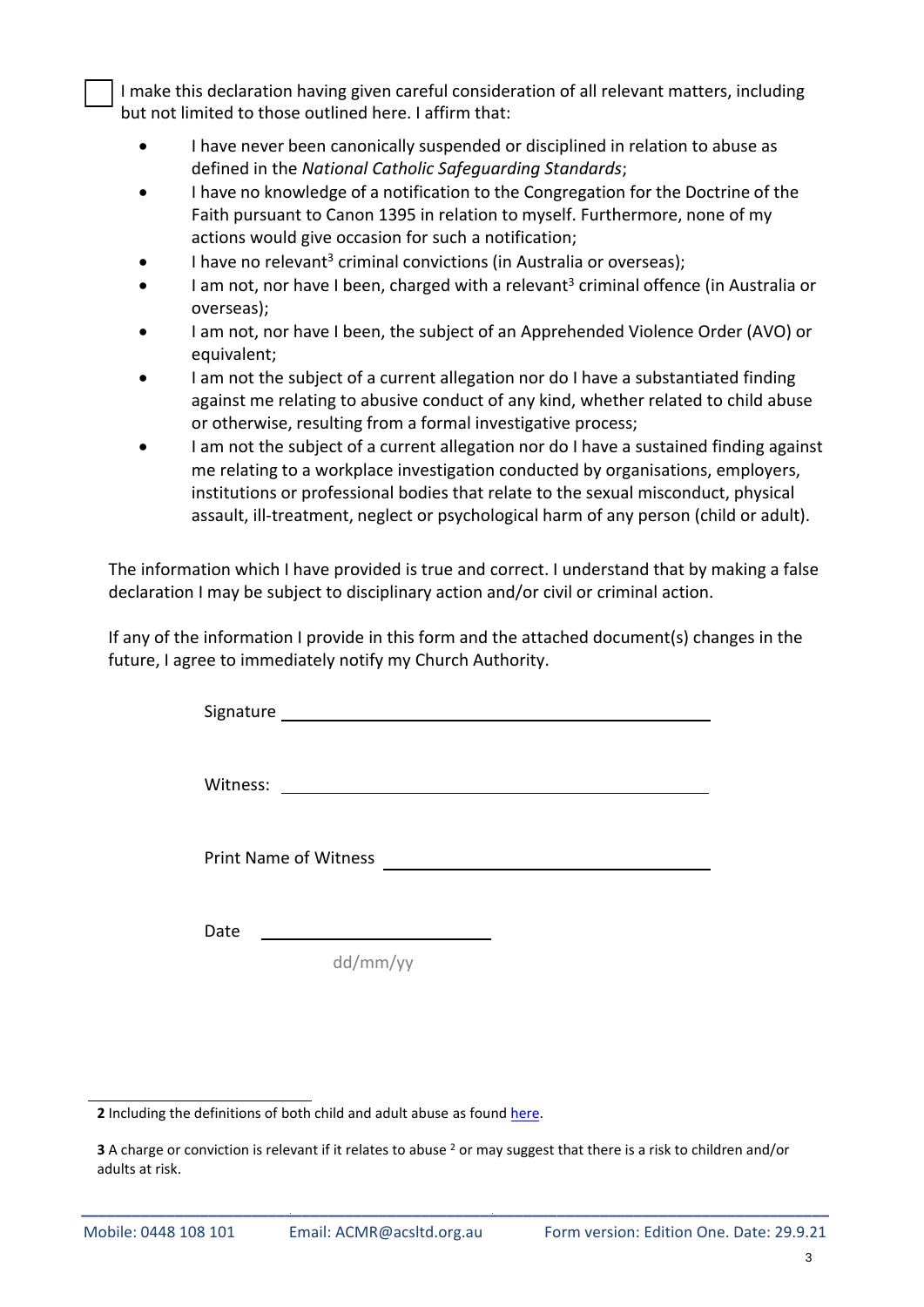☐ I make this declaration having given careful consideration of all relevant matters, including but not limited to those outlined here. I affirm that:

- I have never been canonically suspended or disciplined in relation to abuse as defined in the *National Catholic Safeguarding Standards*;
- I have no knowledge of a notification to the Congregation for the Doctrine of the Faith pursuant to Canon 1395 in relation to myself. Furthermore, none of my actions would give occasion for such a notification;
- I have no relevant[3] criminal convictions (in Australia or overseas);
- I am not, nor have I been, charged with a relevant[3] criminal offence (in Australia or overseas);
- I am not, nor have I been, the subject of an Apprehended Violence Order (AVO) or equivalent;
- I am not the subject of a current allegation nor do I have a substantiated finding against me relating to abusive conduct of any kind, whether related to child abuse or otherwise, resulting from a formal investigative process;
- I am not the subject of a current allegation nor do I have a sustained finding against me relating to a workplace investigation conducted by organisations, employers, institutions or professional bodies that relate to the sexual misconduct, physical assault, ill-treatment, neglect or psychological harm of any person (child or adult).

The information which I have provided is true and correct. I understand that by making a false declaration I may be subject to disciplinary action and/or civil or criminal action.

If any of the information I provide in this form and the attached document(s) changes in the future, I agree to immediately notify my Church Authority.

Signature ______________________________

Witness: ______________________________

Print Name of Witness ______________________________

Date ____________________
dd/mm/yy

**2** Including the definitions of both child and adult abuse as found here.

**3** A charge or conviction is relevant if it relates to abuse [2] or may suggest that there is a risk to children and/or adults at risk.

Mobile: 0448 108 101 Email: ACMR@acsltd.org.au Form version: Edition One. Date: 29.9.21